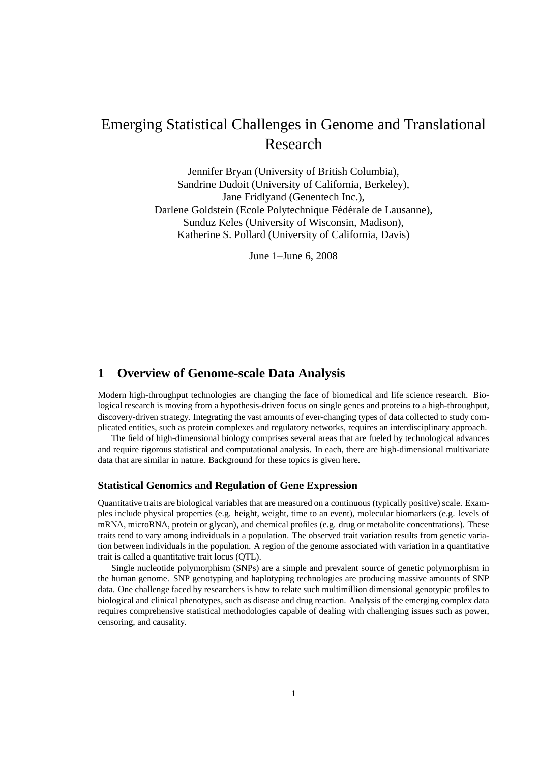# Emerging Statistical Challenges in Genome and Translational Research

Jennifer Bryan (University of British Columbia),
Sandrine Dudoit (University of California, Berkeley),
Jane Fridlyand (Genentech Inc.),
Darlene Goldstein (Ecole Polytechnique Fédérale de Lausanne),
Sunduz Keles (University of Wisconsin, Madison),
Katherine S. Pollard (University of California, Davis)

June 1–June 6, 2008

## 1 Overview of Genome-scale Data Analysis

Modern high-throughput technologies are changing the face of biomedical and life science research. Biological research is moving from a hypothesis-driven focus on single genes and proteins to a high-throughput, discovery-driven strategy. Integrating the vast amounts of ever-changing types of data collected to study complicated entities, such as protein complexes and regulatory networks, requires an interdisciplinary approach.

The field of high-dimensional biology comprises several areas that are fueled by technological advances and require rigorous statistical and computational analysis. In each, there are high-dimensional multivariate data that are similar in nature. Background for these topics is given here.

### Statistical Genomics and Regulation of Gene Expression

Quantitative traits are biological variables that are measured on a continuous (typically positive) scale. Examples include physical properties (e.g. height, weight, time to an event), molecular biomarkers (e.g. levels of mRNA, microRNA, protein or glycan), and chemical profiles (e.g. drug or metabolite concentrations). These traits tend to vary among individuals in a population. The observed trait variation results from genetic variation between individuals in the population. A region of the genome associated with variation in a quantitative trait is called a quantitative trait locus (QTL).

Single nucleotide polymorphism (SNPs) are a simple and prevalent source of genetic polymorphism in the human genome. SNP genotyping and haplotyping technologies are producing massive amounts of SNP data. One challenge faced by researchers is how to relate such multimillion dimensional genotypic profiles to biological and clinical phenotypes, such as disease and drug reaction. Analysis of the emerging complex data requires comprehensive statistical methodologies capable of dealing with challenging issues such as power, censoring, and causality.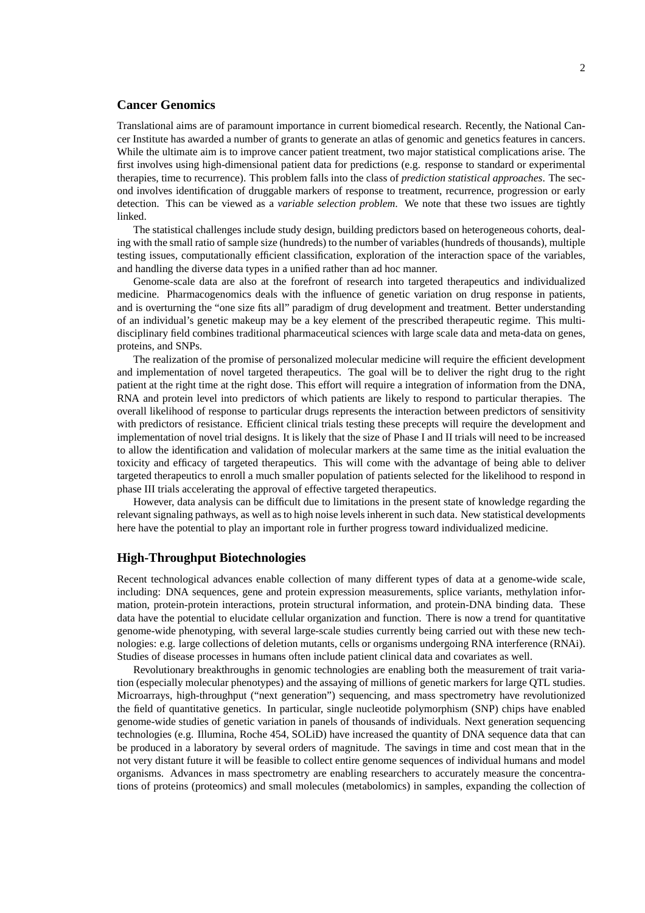## Cancer Genomics

Translational aims are of paramount importance in current biomedical research. Recently, the National Cancer Institute has awarded a number of grants to generate an atlas of genomic and genetics features in cancers. While the ultimate aim is to improve cancer patient treatment, two major statistical complications arise. The first involves using high-dimensional patient data for predictions (e.g. response to standard or experimental therapies, time to recurrence). This problem falls into the class of *prediction statistical approaches*. The second involves identification of druggable markers of response to treatment, recurrence, progression or early detection. This can be viewed as a *variable selection problem*. We note that these two issues are tightly linked.

The statistical challenges include study design, building predictors based on heterogeneous cohorts, dealing with the small ratio of sample size (hundreds) to the number of variables (hundreds of thousands), multiple testing issues, computationally efficient classification, exploration of the interaction space of the variables, and handling the diverse data types in a unified rather than ad hoc manner.

Genome-scale data are also at the forefront of research into targeted therapeutics and individualized medicine. Pharmacogenomics deals with the influence of genetic variation on drug response in patients, and is overturning the "one size fits all" paradigm of drug development and treatment. Better understanding of an individual's genetic makeup may be a key element of the prescribed therapeutic regime. This multidisciplinary field combines traditional pharmaceutical sciences with large scale data and meta-data on genes, proteins, and SNPs.

The realization of the promise of personalized molecular medicine will require the efficient development and implementation of novel targeted therapeutics. The goal will be to deliver the right drug to the right patient at the right time at the right dose. This effort will require a integration of information from the DNA, RNA and protein level into predictors of which patients are likely to respond to particular therapies. The overall likelihood of response to particular drugs represents the interaction between predictors of sensitivity with predictors of resistance. Efficient clinical trials testing these precepts will require the development and implementation of novel trial designs. It is likely that the size of Phase I and II trials will need to be increased to allow the identification and validation of molecular markers at the same time as the initial evaluation the toxicity and efficacy of targeted therapeutics. This will come with the advantage of being able to deliver targeted therapeutics to enroll a much smaller population of patients selected for the likelihood to respond in phase III trials accelerating the approval of effective targeted therapeutics.

However, data analysis can be difficult due to limitations in the present state of knowledge regarding the relevant signaling pathways, as well as to high noise levels inherent in such data. New statistical developments here have the potential to play an important role in further progress toward individualized medicine.

## High-Throughput Biotechnologies

Recent technological advances enable collection of many different types of data at a genome-wide scale, including: DNA sequences, gene and protein expression measurements, splice variants, methylation information, protein-protein interactions, protein structural information, and protein-DNA binding data. These data have the potential to elucidate cellular organization and function. There is now a trend for quantitative genome-wide phenotyping, with several large-scale studies currently being carried out with these new technologies: e.g. large collections of deletion mutants, cells or organisms undergoing RNA interference (RNAi). Studies of disease processes in humans often include patient clinical data and covariates as well.

Revolutionary breakthroughs in genomic technologies are enabling both the measurement of trait variation (especially molecular phenotypes) and the assaying of millions of genetic markers for large QTL studies. Microarrays, high-throughput ("next generation") sequencing, and mass spectrometry have revolutionized the field of quantitative genetics. In particular, single nucleotide polymorphism (SNP) chips have enabled genome-wide studies of genetic variation in panels of thousands of individuals. Next generation sequencing technologies (e.g. Illumina, Roche 454, SOLiD) have increased the quantity of DNA sequence data that can be produced in a laboratory by several orders of magnitude. The savings in time and cost mean that in the not very distant future it will be feasible to collect entire genome sequences of individual humans and model organisms. Advances in mass spectrometry are enabling researchers to accurately measure the concentrations of proteins (proteomics) and small molecules (metabolomics) in samples, expanding the collection of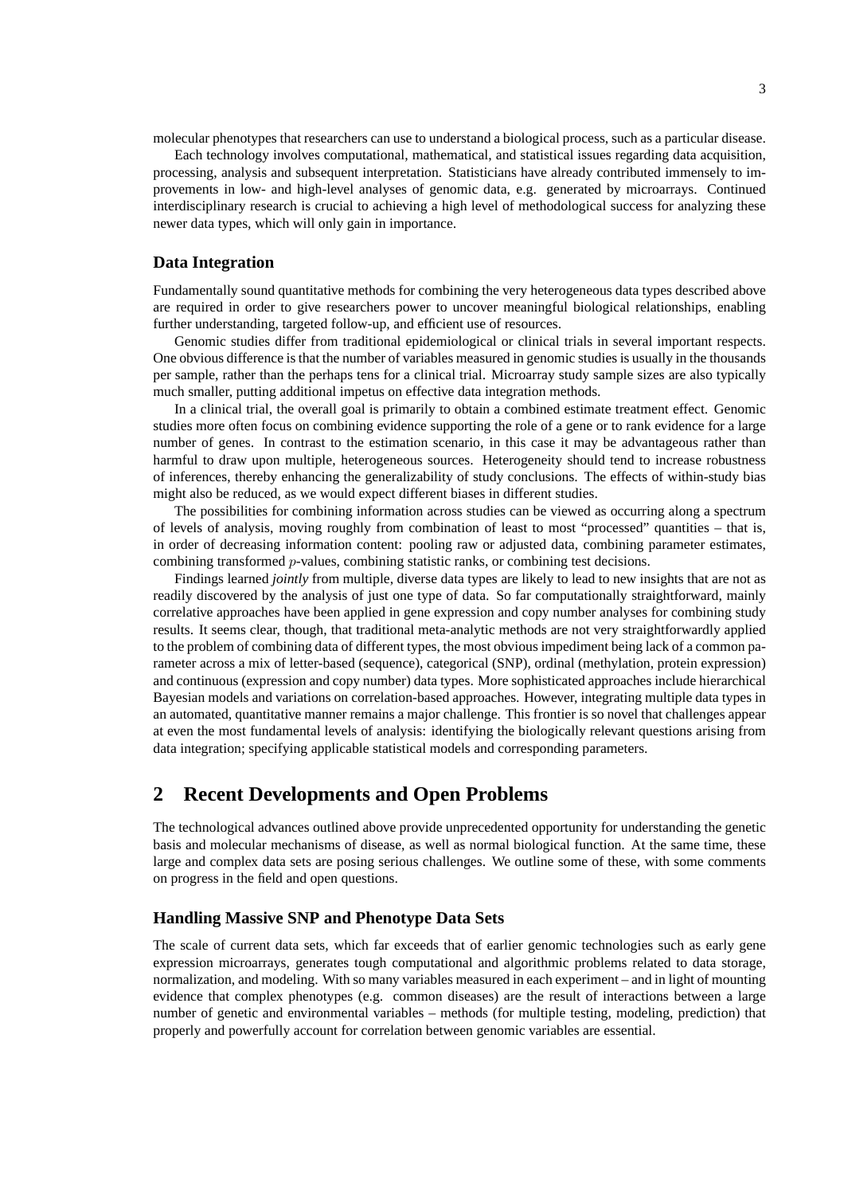molecular phenotypes that researchers can use to understand a biological process, such as a particular disease.

Each technology involves computational, mathematical, and statistical issues regarding data acquisition, processing, analysis and subsequent interpretation. Statisticians have already contributed immensely to improvements in low- and high-level analyses of genomic data, e.g. generated by microarrays. Continued interdisciplinary research is crucial to achieving a high level of methodological success for analyzing these newer data types, which will only gain in importance.

### Data Integration

Fundamentally sound quantitative methods for combining the very heterogeneous data types described above are required in order to give researchers power to uncover meaningful biological relationships, enabling further understanding, targeted follow-up, and efficient use of resources.

Genomic studies differ from traditional epidemiological or clinical trials in several important respects. One obvious difference is that the number of variables measured in genomic studies is usually in the thousands per sample, rather than the perhaps tens for a clinical trial. Microarray study sample sizes are also typically much smaller, putting additional impetus on effective data integration methods.

In a clinical trial, the overall goal is primarily to obtain a combined estimate treatment effect. Genomic studies more often focus on combining evidence supporting the role of a gene or to rank evidence for a large number of genes. In contrast to the estimation scenario, in this case it may be advantageous rather than harmful to draw upon multiple, heterogeneous sources. Heterogeneity should tend to increase robustness of inferences, thereby enhancing the generalizability of study conclusions. The effects of within-study bias might also be reduced, as we would expect different biases in different studies.

The possibilities for combining information across studies can be viewed as occurring along a spectrum of levels of analysis, moving roughly from combination of least to most "processed" quantities – that is, in order of decreasing information content: pooling raw or adjusted data, combining parameter estimates, combining transformed $p$-values, combining statistic ranks, or combining test decisions.

Findings learned *jointly* from multiple, diverse data types are likely to lead to new insights that are not as readily discovered by the analysis of just one type of data. So far computationally straightforward, mainly correlative approaches have been applied in gene expression and copy number analyses for combining study results. It seems clear, though, that traditional meta-analytic methods are not very straightforwardly applied to the problem of combining data of different types, the most obvious impediment being lack of a common parameter across a mix of letter-based (sequence), categorical (SNP), ordinal (methylation, protein expression) and continuous (expression and copy number) data types. More sophisticated approaches include hierarchical Bayesian models and variations on correlation-based approaches. However, integrating multiple data types in an automated, quantitative manner remains a major challenge. This frontier is so novel that challenges appear at even the most fundamental levels of analysis: identifying the biologically relevant questions arising from data integration; specifying applicable statistical models and corresponding parameters.

## 2 Recent Developments and Open Problems

The technological advances outlined above provide unprecedented opportunity for understanding the genetic basis and molecular mechanisms of disease, as well as normal biological function. At the same time, these large and complex data sets are posing serious challenges. We outline some of these, with some comments on progress in the field and open questions.

### Handling Massive SNP and Phenotype Data Sets

The scale of current data sets, which far exceeds that of earlier genomic technologies such as early gene expression microarrays, generates tough computational and algorithmic problems related to data storage, normalization, and modeling. With so many variables measured in each experiment – and in light of mounting evidence that complex phenotypes (e.g. common diseases) are the result of interactions between a large number of genetic and environmental variables – methods (for multiple testing, modeling, prediction) that properly and powerfully account for correlation between genomic variables are essential.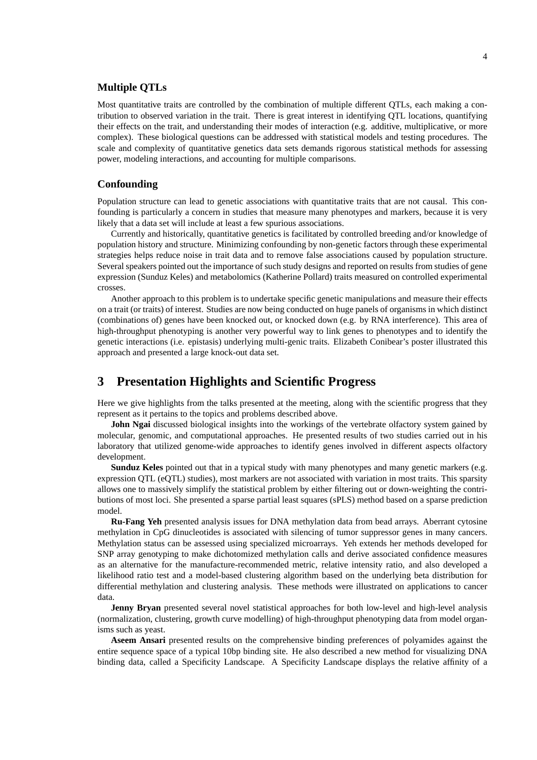### Multiple QTLs

Most quantitative traits are controlled by the combination of multiple different QTLs, each making a contribution to observed variation in the trait. There is great interest in identifying QTL locations, quantifying their effects on the trait, and understanding their modes of interaction (e.g. additive, multiplicative, or more complex). These biological questions can be addressed with statistical models and testing procedures. The scale and complexity of quantitative genetics data sets demands rigorous statistical methods for assessing power, modeling interactions, and accounting for multiple comparisons.

### Confounding

Population structure can lead to genetic associations with quantitative traits that are not causal. This confounding is particularly a concern in studies that measure many phenotypes and markers, because it is very likely that a data set will include at least a few spurious associations.

Currently and historically, quantitative genetics is facilitated by controlled breeding and/or knowledge of population history and structure. Minimizing confounding by non-genetic factors through these experimental strategies helps reduce noise in trait data and to remove false associations caused by population structure. Several speakers pointed out the importance of such study designs and reported on results from studies of gene expression (Sunduz Keles) and metabolomics (Katherine Pollard) traits measured on controlled experimental crosses.

Another approach to this problem is to undertake specific genetic manipulations and measure their effects on a trait (or traits) of interest. Studies are now being conducted on huge panels of organisms in which distinct (combinations of) genes have been knocked out, or knocked down (e.g. by RNA interference). This area of high-throughput phenotyping is another very powerful way to link genes to phenotypes and to identify the genetic interactions (i.e. epistasis) underlying multi-genic traits. Elizabeth Conibear's poster illustrated this approach and presented a large knock-out data set.

## 3 Presentation Highlights and Scientific Progress

Here we give highlights from the talks presented at the meeting, along with the scientific progress that they represent as it pertains to the topics and problems described above.

**John Ngai** discussed biological insights into the workings of the vertebrate olfactory system gained by molecular, genomic, and computational approaches. He presented results of two studies carried out in his laboratory that utilized genome-wide approaches to identify genes involved in different aspects olfactory development.

**Sunduz Keles** pointed out that in a typical study with many phenotypes and many genetic markers (e.g. expression QTL (eQTL) studies), most markers are not associated with variation in most traits. This sparsity allows one to massively simplify the statistical problem by either filtering out or down-weighting the contributions of most loci. She presented a sparse partial least squares (sPLS) method based on a sparse prediction model.

**Ru-Fang Yeh** presented analysis issues for DNA methylation data from bead arrays. Aberrant cytosine methylation in CpG dinucleotides is associated with silencing of tumor suppressor genes in many cancers. Methylation status can be assessed using specialized microarrays. Yeh extends her methods developed for SNP array genotyping to make dichotomized methylation calls and derive associated confidence measures as an alternative for the manufacture-recommended metric, relative intensity ratio, and also developed a likelihood ratio test and a model-based clustering algorithm based on the underlying beta distribution for differential methylation and clustering analysis. These methods were illustrated on applications to cancer data.

**Jenny Bryan** presented several novel statistical approaches for both low-level and high-level analysis (normalization, clustering, growth curve modelling) of high-throughput phenotyping data from model organisms such as yeast.

**Aseem Ansari** presented results on the comprehensive binding preferences of polyamides against the entire sequence space of a typical 10bp binding site. He also described a new method for visualizing DNA binding data, called a Specificity Landscape. A Specificity Landscape displays the relative affinity of a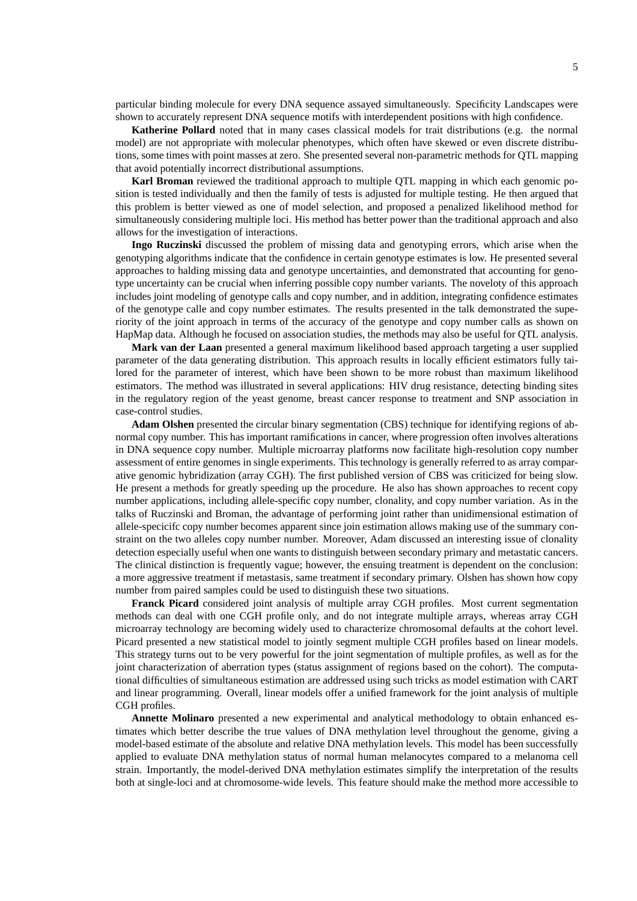particular binding molecule for every DNA sequence assayed simultaneously. Specificity Landscapes were shown to accurately represent DNA sequence motifs with interdependent positions with high confidence.

**Katherine Pollard** noted that in many cases classical models for trait distributions (e.g. the normal model) are not appropriate with molecular phenotypes, which often have skewed or even discrete distributions, some times with point masses at zero. She presented several non-parametric methods for QTL mapping that avoid potentially incorrect distributional assumptions.

**Karl Broman** reviewed the traditional approach to multiple QTL mapping in which each genomic position is tested individually and then the family of tests is adjusted for multiple testing. He then argued that this problem is better viewed as one of model selection, and proposed a penalized likelihood method for simultaneously considering multiple loci. His method has better power than the traditional approach and also allows for the investigation of interactions.

**Ingo Ruczinski** discussed the problem of missing data and genotyping errors, which arise when the genotyping algorithms indicate that the confidence in certain genotype estimates is low. He presented several approaches to halding missing data and genotype uncertainties, and demonstrated that accounting for genotype uncertainty can be crucial when inferring possible copy number variants. The noveloty of this approach includes joint modeling of genotype calls and copy number, and in addition, integrating confidence estimates of the genotype calle and copy number estimates. The results presented in the talk demonstrated the superiority of the joint approach in terms of the accuracy of the genotype and copy number calls as shown on HapMap data. Although he focused on association studies, the methods may also be useful for QTL analysis.

**Mark van der Laan** presented a general maximum likelihood based approach targeting a user supplied parameter of the data generating distribution. This approach results in locally efficient estimators fully tailored for the parameter of interest, which have been shown to be more robust than maximum likelihood estimators. The method was illustrated in several applications: HIV drug resistance, detecting binding sites in the regulatory region of the yeast genome, breast cancer response to treatment and SNP association in case-control studies.

**Adam Olshen** presented the circular binary segmentation (CBS) technique for identifying regions of abnormal copy number. This has important ramifications in cancer, where progression often involves alterations in DNA sequence copy number. Multiple microarray platforms now facilitate high-resolution copy number assessment of entire genomes in single experiments. This technology is generally referred to as array comparative genomic hybridization (array CGH). The first published version of CBS was criticized for being slow. He present a methods for greatly speeding up the procedure. He also has shown approaches to recent copy number applications, including allele-specific copy number, clonality, and copy number variation. As in the talks of Ruczinski and Broman, the advantage of performing joint rather than unidimensional estimation of allele-specicifc copy number becomes apparent since join estimation allows making use of the summary constraint on the two alleles copy number number. Moreover, Adam discussed an interesting issue of clonality detection especially useful when one wants to distinguish between secondary primary and metastatic cancers. The clinical distinction is frequently vague; however, the ensuing treatment is dependent on the conclusion: a more aggressive treatment if metastasis, same treatment if secondary primary. Olshen has shown how copy number from paired samples could be used to distinguish these two situations.

**Franck Picard** considered joint analysis of multiple array CGH profiles. Most current segmentation methods can deal with one CGH profile only, and do not integrate multiple arrays, whereas array CGH microarray technology are becoming widely used to characterize chromosomal defaults at the cohort level. Picard presented a new statistical model to jointly segment multiple CGH profiles based on linear models. This strategy turns out to be very powerful for the joint segmentation of multiple profiles, as well as for the joint characterization of aberration types (status assignment of regions based on the cohort). The computational difficulties of simultaneous estimation are addressed using such tricks as model estimation with CART and linear programming. Overall, linear models offer a unified framework for the joint analysis of multiple CGH profiles.

**Annette Molinaro** presented a new experimental and analytical methodology to obtain enhanced estimates which better describe the true values of DNA methylation level throughout the genome, giving a model-based estimate of the absolute and relative DNA methylation levels. This model has been successfully applied to evaluate DNA methylation status of normal human melanocytes compared to a melanoma cell strain. Importantly, the model-derived DNA methylation estimates simplify the interpretation of the results both at single-loci and at chromosome-wide levels. This feature should make the method more accessible to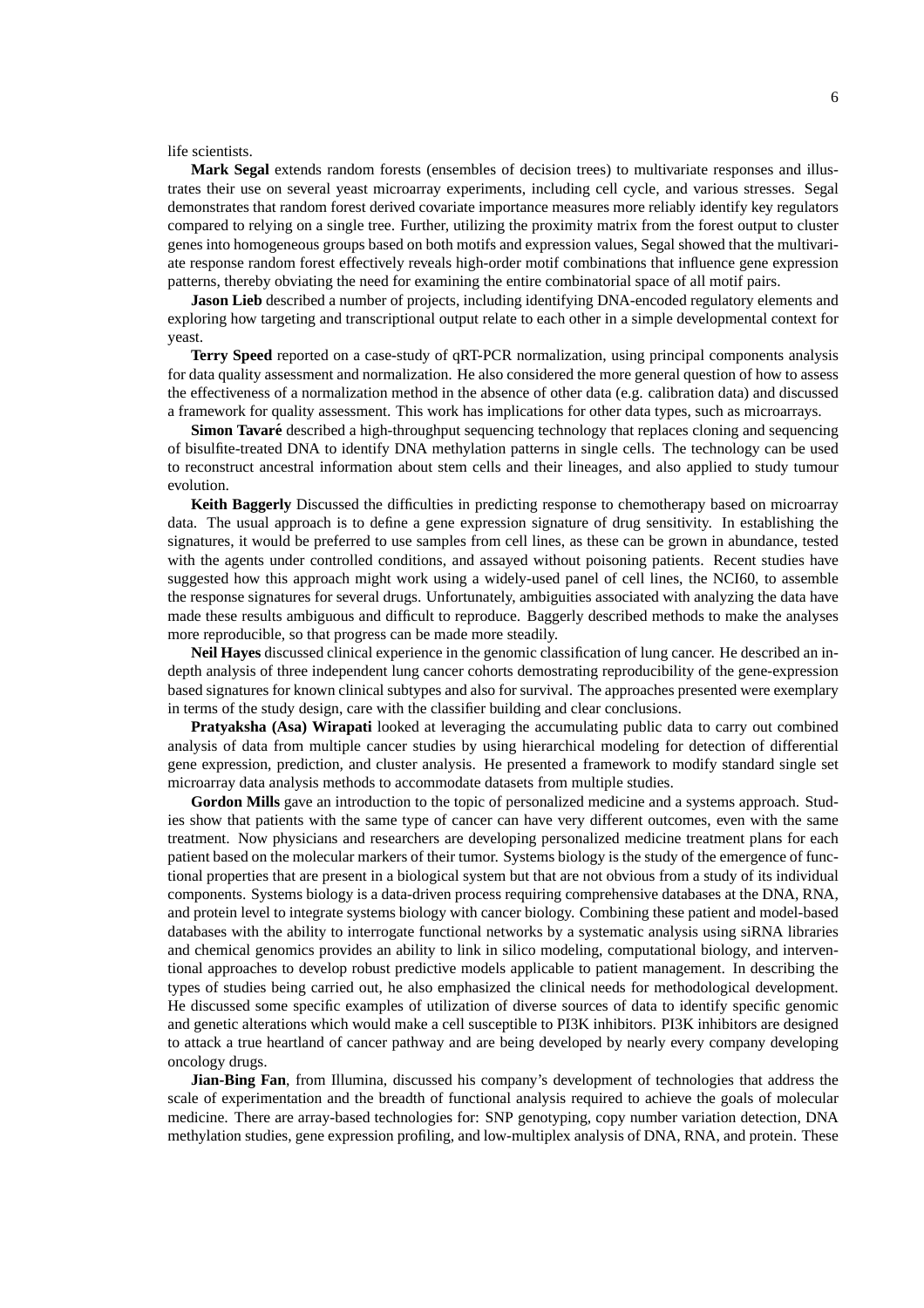life scientists.

**Mark Segal** extends random forests (ensembles of decision trees) to multivariate responses and illustrates their use on several yeast microarray experiments, including cell cycle, and various stresses. Segal demonstrates that random forest derived covariate importance measures more reliably identify key regulators compared to relying on a single tree. Further, utilizing the proximity matrix from the forest output to cluster genes into homogeneous groups based on both motifs and expression values, Segal showed that the multivariate response random forest effectively reveals high-order motif combinations that influence gene expression patterns, thereby obviating the need for examining the entire combinatorial space of all motif pairs.

**Jason Lieb** described a number of projects, including identifying DNA-encoded regulatory elements and exploring how targeting and transcriptional output relate to each other in a simple developmental context for yeast.

**Terry Speed** reported on a case-study of qRT-PCR normalization, using principal components analysis for data quality assessment and normalization. He also considered the more general question of how to assess the effectiveness of a normalization method in the absence of other data (e.g. calibration data) and discussed a framework for quality assessment. This work has implications for other data types, such as microarrays.

**Simon Tavaré** described a high-throughput sequencing technology that replaces cloning and sequencing of bisulfite-treated DNA to identify DNA methylation patterns in single cells. The technology can be used to reconstruct ancestral information about stem cells and their lineages, and also applied to study tumour evolution.

**Keith Baggerly** Discussed the difficulties in predicting response to chemotherapy based on microarray data. The usual approach is to define a gene expression signature of drug sensitivity. In establishing the signatures, it would be preferred to use samples from cell lines, as these can be grown in abundance, tested with the agents under controlled conditions, and assayed without poisoning patients. Recent studies have suggested how this approach might work using a widely-used panel of cell lines, the NCI60, to assemble the response signatures for several drugs. Unfortunately, ambiguities associated with analyzing the data have made these results ambiguous and difficult to reproduce. Baggerly described methods to make the analyses more reproducible, so that progress can be made more steadily.

**Neil Hayes** discussed clinical experience in the genomic classification of lung cancer. He described an in-depth analysis of three independent lung cancer cohorts demostrating reproducibility of the gene-expression based signatures for known clinical subtypes and also for survival. The approaches presented were exemplary in terms of the study design, care with the classifier building and clear conclusions.

**Pratyaksha (Asa) Wirapati** looked at leveraging the accumulating public data to carry out combined analysis of data from multiple cancer studies by using hierarchical modeling for detection of differential gene expression, prediction, and cluster analysis. He presented a framework to modify standard single set microarray data analysis methods to accommodate datasets from multiple studies.

**Gordon Mills** gave an introduction to the topic of personalized medicine and a systems approach. Studies show that patients with the same type of cancer can have very different outcomes, even with the same treatment. Now physicians and researchers are developing personalized medicine treatment plans for each patient based on the molecular markers of their tumor. Systems biology is the study of the emergence of functional properties that are present in a biological system but that are not obvious from a study of its individual components. Systems biology is a data-driven process requiring comprehensive databases at the DNA, RNA, and protein level to integrate systems biology with cancer biology. Combining these patient and model-based databases with the ability to interrogate functional networks by a systematic analysis using siRNA libraries and chemical genomics provides an ability to link in silico modeling, computational biology, and interventional approaches to develop robust predictive models applicable to patient management. In describing the types of studies being carried out, he also emphasized the clinical needs for methodological development. He discussed some specific examples of utilization of diverse sources of data to identify specific genomic and genetic alterations which would make a cell susceptible to PI3K inhibitors. PI3K inhibitors are designed to attack a true heartland of cancer pathway and are being developed by nearly every company developing oncology drugs.

**Jian-Bing Fan**, from Illumina, discussed his company's development of technologies that address the scale of experimentation and the breadth of functional analysis required to achieve the goals of molecular medicine. There are array-based technologies for: SNP genotyping, copy number variation detection, DNA methylation studies, gene expression profiling, and low-multiplex analysis of DNA, RNA, and protein. These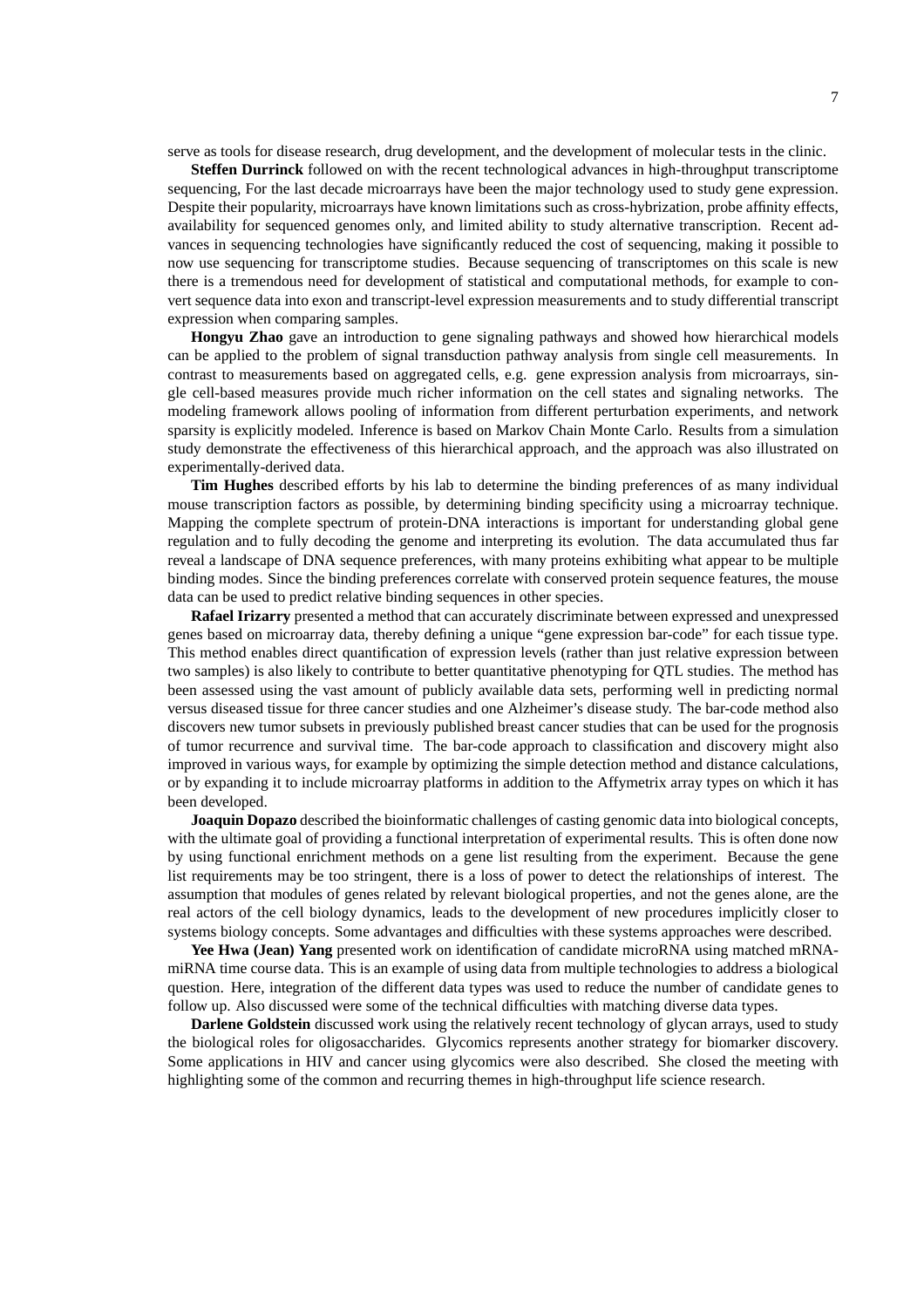serve as tools for disease research, drug development, and the development of molecular tests in the clinic.

**Steffen Durrinck** followed on with the recent technological advances in high-throughput transcriptome sequencing, For the last decade microarrays have been the major technology used to study gene expression. Despite their popularity, microarrays have known limitations such as cross-hybrization, probe affinity effects, availability for sequenced genomes only, and limited ability to study alternative transcription. Recent advances in sequencing technologies have significantly reduced the cost of sequencing, making it possible to now use sequencing for transcriptome studies. Because sequencing of transcriptomes on this scale is new there is a tremendous need for development of statistical and computational methods, for example to convert sequence data into exon and transcript-level expression measurements and to study differential transcript expression when comparing samples.

**Hongyu Zhao** gave an introduction to gene signaling pathways and showed how hierarchical models can be applied to the problem of signal transduction pathway analysis from single cell measurements. In contrast to measurements based on aggregated cells, e.g. gene expression analysis from microarrays, single cell-based measures provide much richer information on the cell states and signaling networks. The modeling framework allows pooling of information from different perturbation experiments, and network sparsity is explicitly modeled. Inference is based on Markov Chain Monte Carlo. Results from a simulation study demonstrate the effectiveness of this hierarchical approach, and the approach was also illustrated on experimentally-derived data.

**Tim Hughes** described efforts by his lab to determine the binding preferences of as many individual mouse transcription factors as possible, by determining binding specificity using a microarray technique. Mapping the complete spectrum of protein-DNA interactions is important for understanding global gene regulation and to fully decoding the genome and interpreting its evolution. The data accumulated thus far reveal a landscape of DNA sequence preferences, with many proteins exhibiting what appear to be multiple binding modes. Since the binding preferences correlate with conserved protein sequence features, the mouse data can be used to predict relative binding sequences in other species.

**Rafael Irizarry** presented a method that can accurately discriminate between expressed and unexpressed genes based on microarray data, thereby defining a unique "gene expression bar-code" for each tissue type. This method enables direct quantification of expression levels (rather than just relative expression between two samples) is also likely to contribute to better quantitative phenotyping for QTL studies. The method has been assessed using the vast amount of publicly available data sets, performing well in predicting normal versus diseased tissue for three cancer studies and one Alzheimer's disease study. The bar-code method also discovers new tumor subsets in previously published breast cancer studies that can be used for the prognosis of tumor recurrence and survival time. The bar-code approach to classification and discovery might also improved in various ways, for example by optimizing the simple detection method and distance calculations, or by expanding it to include microarray platforms in addition to the Affymetrix array types on which it has been developed.

**Joaquin Dopazo** described the bioinformatic challenges of casting genomic data into biological concepts, with the ultimate goal of providing a functional interpretation of experimental results. This is often done now by using functional enrichment methods on a gene list resulting from the experiment. Because the gene list requirements may be too stringent, there is a loss of power to detect the relationships of interest. The assumption that modules of genes related by relevant biological properties, and not the genes alone, are the real actors of the cell biology dynamics, leads to the development of new procedures implicitly closer to systems biology concepts. Some advantages and difficulties with these systems approaches were described.

**Yee Hwa (Jean) Yang** presented work on identification of candidate microRNA using matched mRNA-miRNA time course data. This is an example of using data from multiple technologies to address a biological question. Here, integration of the different data types was used to reduce the number of candidate genes to follow up. Also discussed were some of the technical difficulties with matching diverse data types.

**Darlene Goldstein** discussed work using the relatively recent technology of glycan arrays, used to study the biological roles for oligosaccharides. Glycomics represents another strategy for biomarker discovery. Some applications in HIV and cancer using glycomics were also described. She closed the meeting with highlighting some of the common and recurring themes in high-throughput life science research.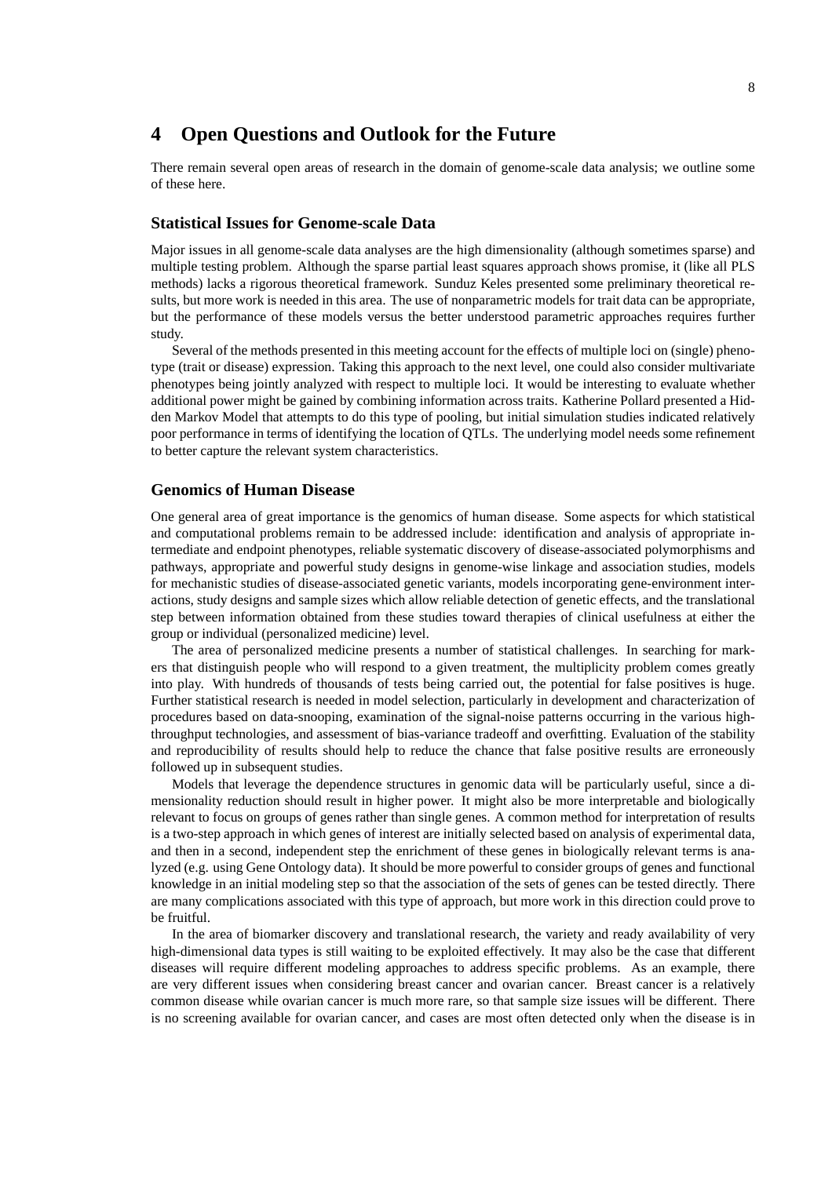# 4 Open Questions and Outlook for the Future

There remain several open areas of research in the domain of genome-scale data analysis; we outline some of these here.

### Statistical Issues for Genome-scale Data

Major issues in all genome-scale data analyses are the high dimensionality (although sometimes sparse) and multiple testing problem. Although the sparse partial least squares approach shows promise, it (like all PLS methods) lacks a rigorous theoretical framework. Sunduz Keles presented some preliminary theoretical results, but more work is needed in this area. The use of nonparametric models for trait data can be appropriate, but the performance of these models versus the better understood parametric approaches requires further study.

Several of the methods presented in this meeting account for the effects of multiple loci on (single) phenotype (trait or disease) expression. Taking this approach to the next level, one could also consider multivariate phenotypes being jointly analyzed with respect to multiple loci. It would be interesting to evaluate whether additional power might be gained by combining information across traits. Katherine Pollard presented a Hidden Markov Model that attempts to do this type of pooling, but initial simulation studies indicated relatively poor performance in terms of identifying the location of QTLs. The underlying model needs some refinement to better capture the relevant system characteristics.

### Genomics of Human Disease

One general area of great importance is the genomics of human disease. Some aspects for which statistical and computational problems remain to be addressed include: identification and analysis of appropriate intermediate and endpoint phenotypes, reliable systematic discovery of disease-associated polymorphisms and pathways, appropriate and powerful study designs in genome-wise linkage and association studies, models for mechanistic studies of disease-associated genetic variants, models incorporating gene-environment interactions, study designs and sample sizes which allow reliable detection of genetic effects, and the translational step between information obtained from these studies toward therapies of clinical usefulness at either the group or individual (personalized medicine) level.

The area of personalized medicine presents a number of statistical challenges. In searching for markers that distinguish people who will respond to a given treatment, the multiplicity problem comes greatly into play. With hundreds of thousands of tests being carried out, the potential for false positives is huge. Further statistical research is needed in model selection, particularly in development and characterization of procedures based on data-snooping, examination of the signal-noise patterns occurring in the various high-throughput technologies, and assessment of bias-variance tradeoff and overfitting. Evaluation of the stability and reproducibility of results should help to reduce the chance that false positive results are erroneously followed up in subsequent studies.

Models that leverage the dependence structures in genomic data will be particularly useful, since a dimensionality reduction should result in higher power. It might also be more interpretable and biologically relevant to focus on groups of genes rather than single genes. A common method for interpretation of results is a two-step approach in which genes of interest are initially selected based on analysis of experimental data, and then in a second, independent step the enrichment of these genes in biologically relevant terms is analyzed (e.g. using Gene Ontology data). It should be more powerful to consider groups of genes and functional knowledge in an initial modeling step so that the association of the sets of genes can be tested directly. There are many complications associated with this type of approach, but more work in this direction could prove to be fruitful.

In the area of biomarker discovery and translational research, the variety and ready availability of very high-dimensional data types is still waiting to be exploited effectively. It may also be the case that different diseases will require different modeling approaches to address specific problems. As an example, there are very different issues when considering breast cancer and ovarian cancer. Breast cancer is a relatively common disease while ovarian cancer is much more rare, so that sample size issues will be different. There is no screening available for ovarian cancer, and cases are most often detected only when the disease is in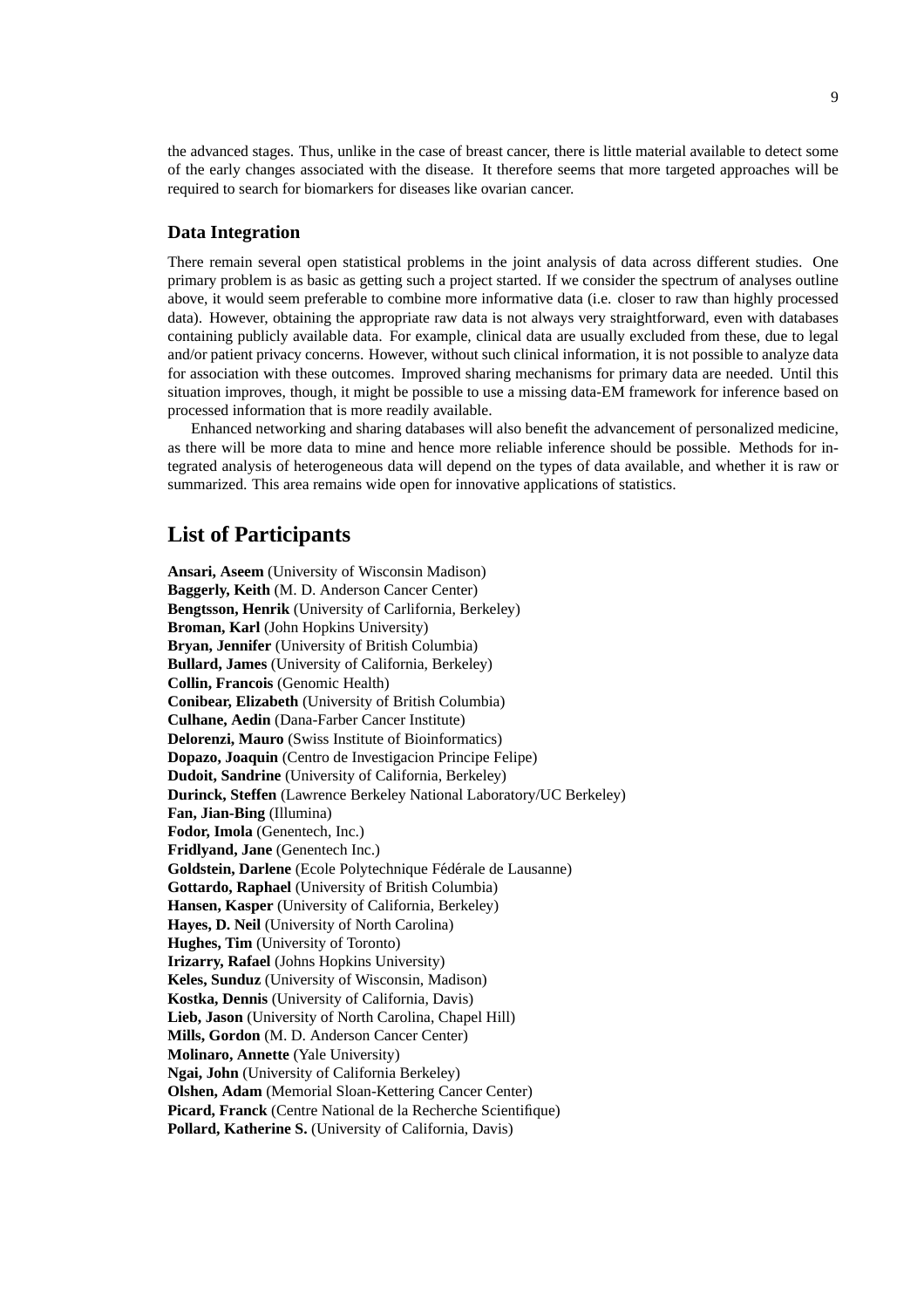the advanced stages. Thus, unlike in the case of breast cancer, there is little material available to detect some of the early changes associated with the disease. It therefore seems that more targeted approaches will be required to search for biomarkers for diseases like ovarian cancer.

### Data Integration

There remain several open statistical problems in the joint analysis of data across different studies. One primary problem is as basic as getting such a project started. If we consider the spectrum of analyses outline above, it would seem preferable to combine more informative data (i.e. closer to raw than highly processed data). However, obtaining the appropriate raw data is not always very straightforward, even with databases containing publicly available data. For example, clinical data are usually excluded from these, due to legal and/or patient privacy concerns. However, without such clinical information, it is not possible to analyze data for association with these outcomes. Improved sharing mechanisms for primary data are needed. Until this situation improves, though, it might be possible to use a missing data-EM framework for inference based on processed information that is more readily available.

Enhanced networking and sharing databases will also benefit the advancement of personalized medicine, as there will be more data to mine and hence more reliable inference should be possible. Methods for integrated analysis of heterogeneous data will depend on the types of data available, and whether it is raw or summarized. This area remains wide open for innovative applications of statistics.

## List of Participants

**Ansari, Aseem** (University of Wisconsin Madison)  
**Baggerly, Keith** (M. D. Anderson Cancer Center)  
**Bengtsson, Henrik** (University of Carlifornia, Berkeley)  
**Broman, Karl** (John Hopkins University)  
**Bryan, Jennifer** (University of British Columbia)  
**Bullard, James** (University of California, Berkeley)  
**Collin, Francois** (Genomic Health)  
**Conibear, Elizabeth** (University of British Columbia)  
**Culhane, Aedin** (Dana-Farber Cancer Institute)  
**Delorenzi, Mauro** (Swiss Institute of Bioinformatics)  
**Dopazo, Joaquin** (Centro de Investigacion Principe Felipe)  
**Dudoit, Sandrine** (University of California, Berkeley)  
**Durinck, Steffen** (Lawrence Berkeley National Laboratory/UC Berkeley)  
**Fan, Jian-Bing** (Illumina)  
**Fodor, Imola** (Genentech, Inc.)  
**Fridlyand, Jane** (Genentech Inc.)  
**Goldstein, Darlene** (Ecole Polytechnique Fédérale de Lausanne)  
**Gottardo, Raphael** (University of British Columbia)  
**Hansen, Kasper** (University of California, Berkeley)  
**Hayes, D. Neil** (University of North Carolina)  
**Hughes, Tim** (University of Toronto)  
**Irizarry, Rafael** (Johns Hopkins University)  
**Keles, Sunduz** (University of Wisconsin, Madison)  
**Kostka, Dennis** (University of California, Davis)  
**Lieb, Jason** (University of North Carolina, Chapel Hill)  
**Mills, Gordon** (M. D. Anderson Cancer Center)  
**Molinaro, Annette** (Yale University)  
**Ngai, John** (University of California Berkeley)  
**Olshen, Adam** (Memorial Sloan-Kettering Cancer Center)  
**Picard, Franck** (Centre National de la Recherche Scientifique)  
**Pollard, Katherine S.** (University of California, Davis)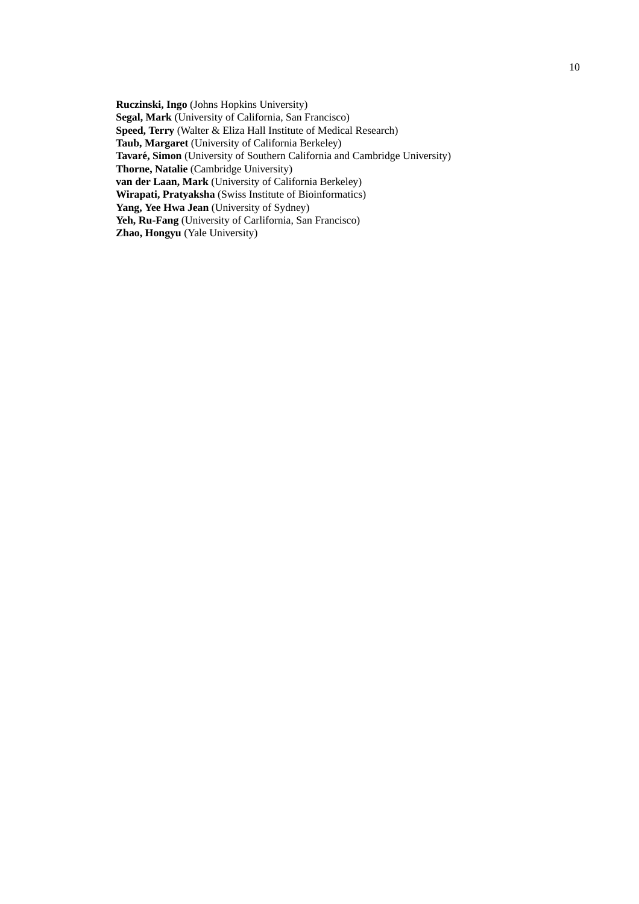**Ruczinski, Ingo** (Johns Hopkins University)
**Segal, Mark** (University of California, San Francisco)
**Speed, Terry** (Walter & Eliza Hall Institute of Medical Research)
**Taub, Margaret** (University of California Berkeley)
**Tavaré, Simon** (University of Southern California and Cambridge University)
**Thorne, Natalie** (Cambridge University)
**van der Laan, Mark** (University of California Berkeley)
**Wirapati, Pratyaksha** (Swiss Institute of Bioinformatics)
**Yang, Yee Hwa Jean** (University of Sydney)
**Yeh, Ru-Fang** (University of Carlifornia, San Francisco)
**Zhao, Hongyu** (Yale University)